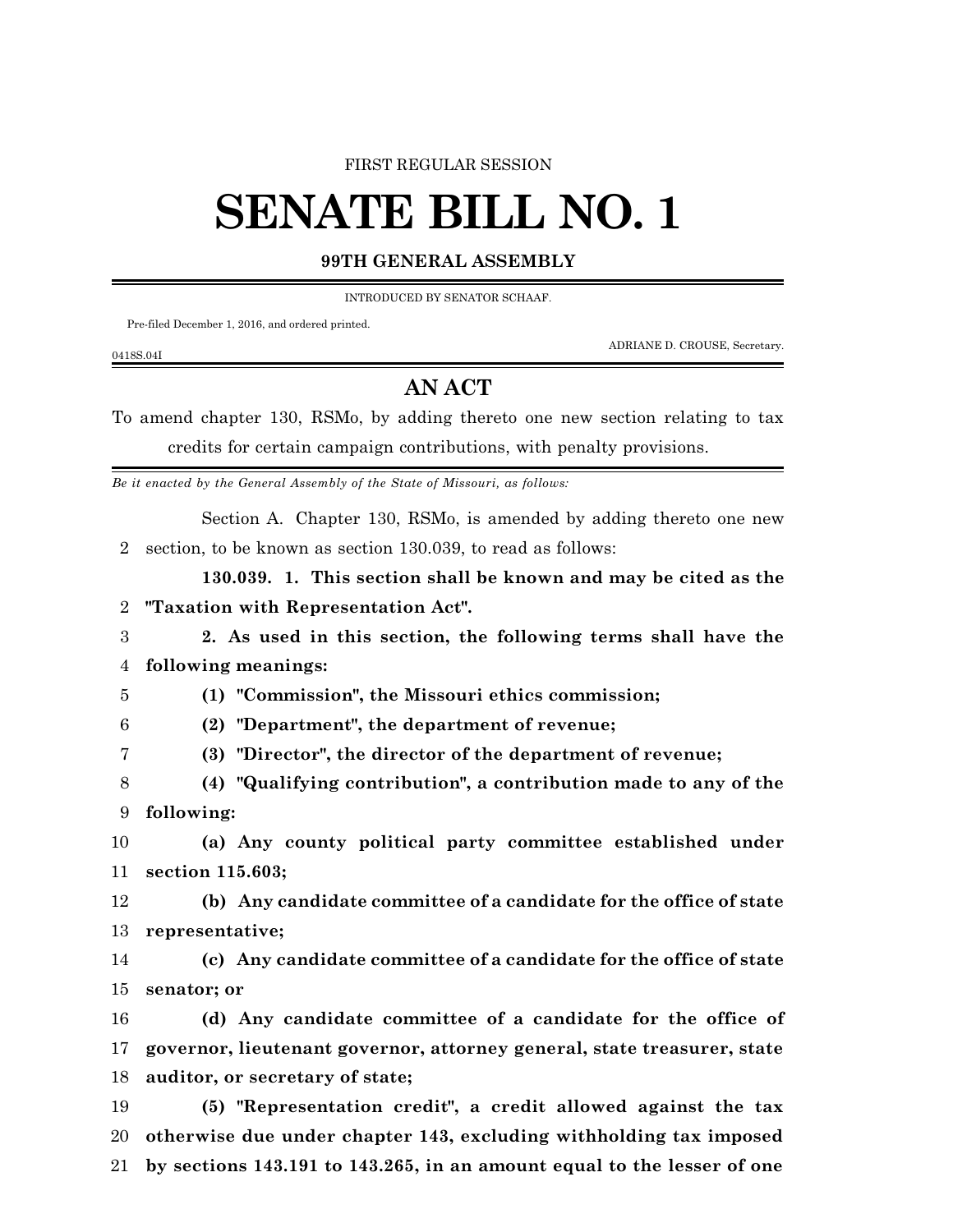FIRST REGULAR SESSION

# SENATE BILL NO. 1

**99TH GENERAL ASSEMBLY**

INTRODUCED BY SENATOR SCHAAF.

Pre-filed December 1, 2016, and ordered printed.

ADRIANE D. CROUSE, Secretary.

0418S.04I

## AN ACT

To amend chapter 130, RSMo, by adding thereto one new section relating to tax credits for certain campaign contributions, with penalty provisions.

*Be it enacted by the General Assembly of the State of Missouri, as follows:*

Section A. Chapter 130, RSMo, is amended by adding thereto one new
2 section, to be known as section 130.039, to read as follows:

**130.039. 1. This section shall be known and may be cited as the**
2 **"Taxation with Representation Act".**
3 **2. As used in this section, the following terms shall have the**
4 **following meanings:**
5 **(1) "Commission", the Missouri ethics commission;**
6 **(2) "Department", the department of revenue;**
7 **(3) "Director", the director of the department of revenue;**
8 **(4) "Qualifying contribution", a contribution made to any of the**
9 **following:**
10 **(a) Any county political party committee established under**
11 **section 115.603;**
12 **(b) Any candidate committee of a candidate for the office of state**
13 **representative;**
14 **(c) Any candidate committee of a candidate for the office of state**
15 **senator; or**
16 **(d) Any candidate committee of a candidate for the office of**
17 **governor, lieutenant governor, attorney general, state treasurer, state**
18 **auditor, or secretary of state;**
19 **(5) "Representation credit", a credit allowed against the tax**
20 **otherwise due under chapter 143, excluding withholding tax imposed**
21 **by sections 143.191 to 143.265, in an amount equal to the lesser of one**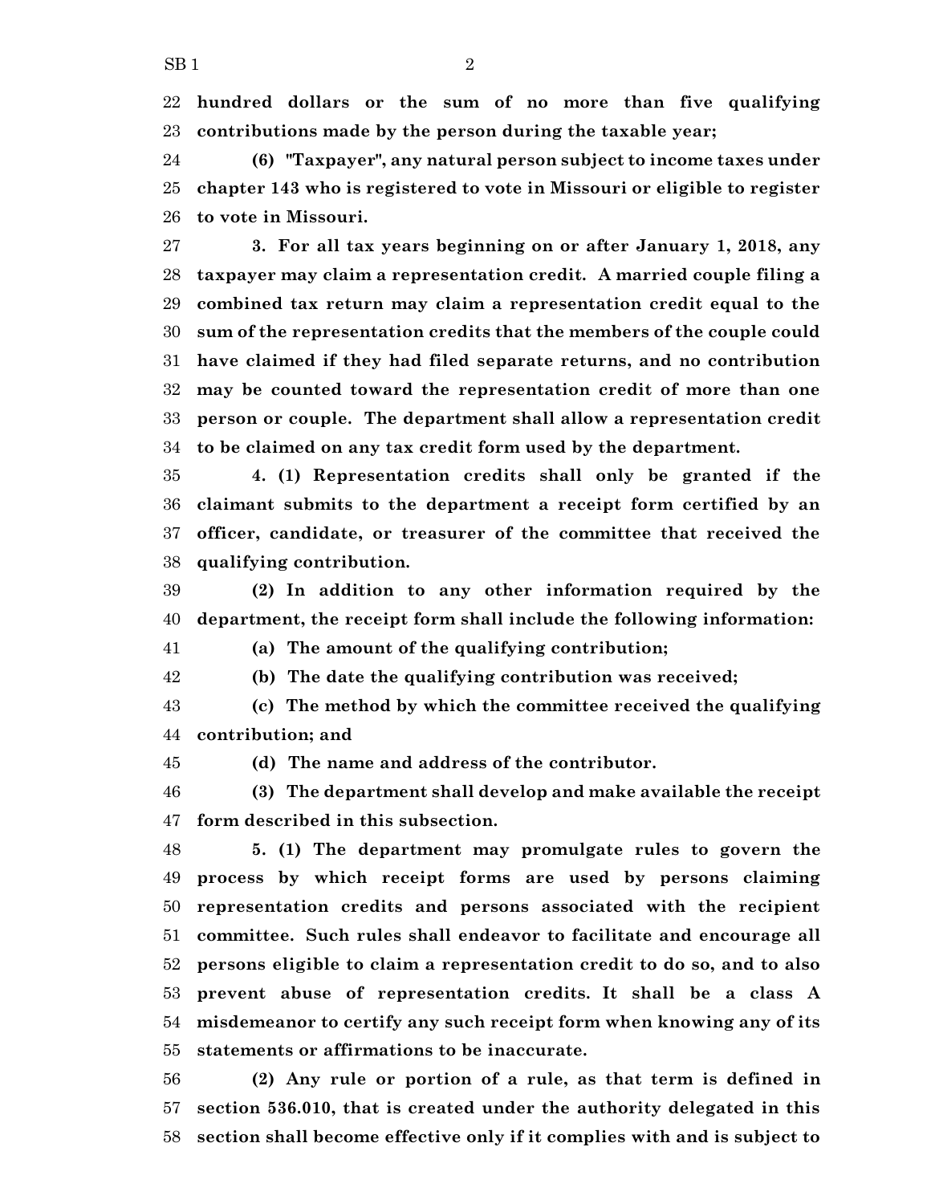**hundred dollars or the sum of no more than five qualifying contributions made by the person during the taxable year;**

**(6) "Taxpayer", any natural person subject to income taxes under chapter 143 who is registered to vote in Missouri or eligible to register to vote in Missouri.**

**3. For all tax years beginning on or after January 1, 2018, any taxpayer may claim a representation credit. A married couple filing a combined tax return may claim a representation credit equal to the sum of the representation credits that the members of the couple could have claimed if they had filed separate returns, and no contribution may be counted toward the representation credit of more than one person or couple. The department shall allow a representation credit to be claimed on any tax credit form used by the department.**

**4. (1) Representation credits shall only be granted if the claimant submits to the department a receipt form certified by an officer, candidate, or treasurer of the committee that received the qualifying contribution.**

**(2) In addition to any other information required by the department, the receipt form shall include the following information:**

**(a) The amount of the qualifying contribution;**

**(b) The date the qualifying contribution was received;**

**(c) The method by which the committee received the qualifying contribution; and**

**(d) The name and address of the contributor.**

**(3) The department shall develop and make available the receipt form described in this subsection.**

**5. (1) The department may promulgate rules to govern the process by which receipt forms are used by persons claiming representation credits and persons associated with the recipient committee. Such rules shall endeavor to facilitate and encourage all persons eligible to claim a representation credit to do so, and to also prevent abuse of representation credits. It shall be a class A misdemeanor to certify any such receipt form when knowing any of its statements or affirmations to be inaccurate.**

**(2) Any rule or portion of a rule, as that term is defined in section 536.010, that is created under the authority delegated in this section shall become effective only if it complies with and is subject to**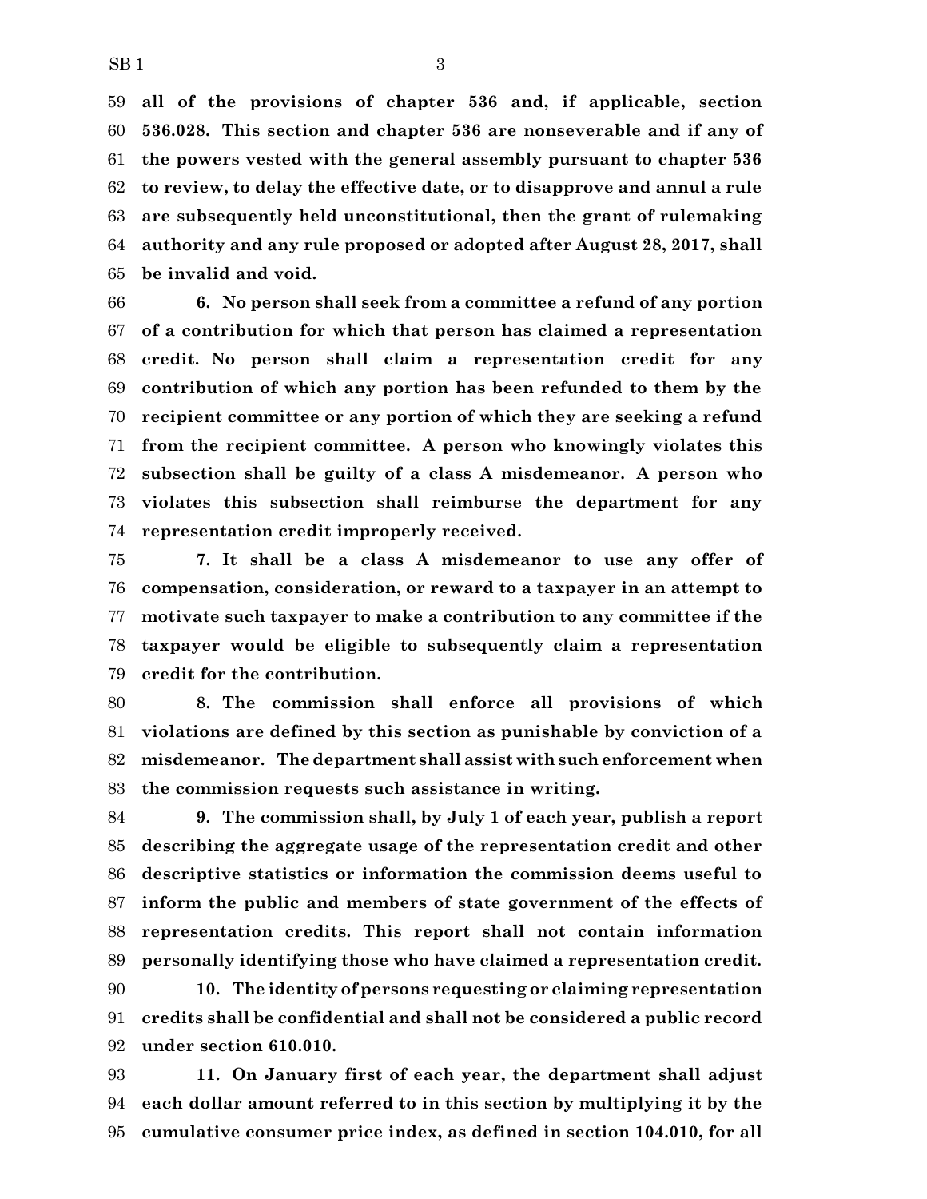**all of the provisions of chapter 536 and, if applicable, section 536.028. This section and chapter 536 are nonseverable and if any of the powers vested with the general assembly pursuant to chapter 536 to review, to delay the effective date, or to disapprove and annul a rule are subsequently held unconstitutional, then the grant of rulemaking authority and any rule proposed or adopted after August 28, 2017, shall be invalid and void.**

**6. No person shall seek from a committee a refund of any portion of a contribution for which that person has claimed a representation credit. No person shall claim a representation credit for any contribution of which any portion has been refunded to them by the recipient committee or any portion of which they are seeking a refund from the recipient committee. A person who knowingly violates this subsection shall be guilty of a class A misdemeanor. A person who violates this subsection shall reimburse the department for any representation credit improperly received.**

**7. It shall be a class A misdemeanor to use any offer of compensation, consideration, or reward to a taxpayer in an attempt to motivate such taxpayer to make a contribution to any committee if the taxpayer would be eligible to subsequently claim a representation credit for the contribution.**

**8. The commission shall enforce all provisions of which violations are defined by this section as punishable by conviction of a misdemeanor. The department shall assist with such enforcement when the commission requests such assistance in writing.**

**9. The commission shall, by July 1 of each year, publish a report describing the aggregate usage of the representation credit and other descriptive statistics or information the commission deems useful to inform the public and members of state government of the effects of representation credits. This report shall not contain information personally identifying those who have claimed a representation credit.**

**10. The identity of persons requesting or claiming representation credits shall be confidential and shall not be considered a public record under section 610.010.**

**11. On January first of each year, the department shall adjust each dollar amount referred to in this section by multiplying it by the cumulative consumer price index, as defined in section 104.010, for all**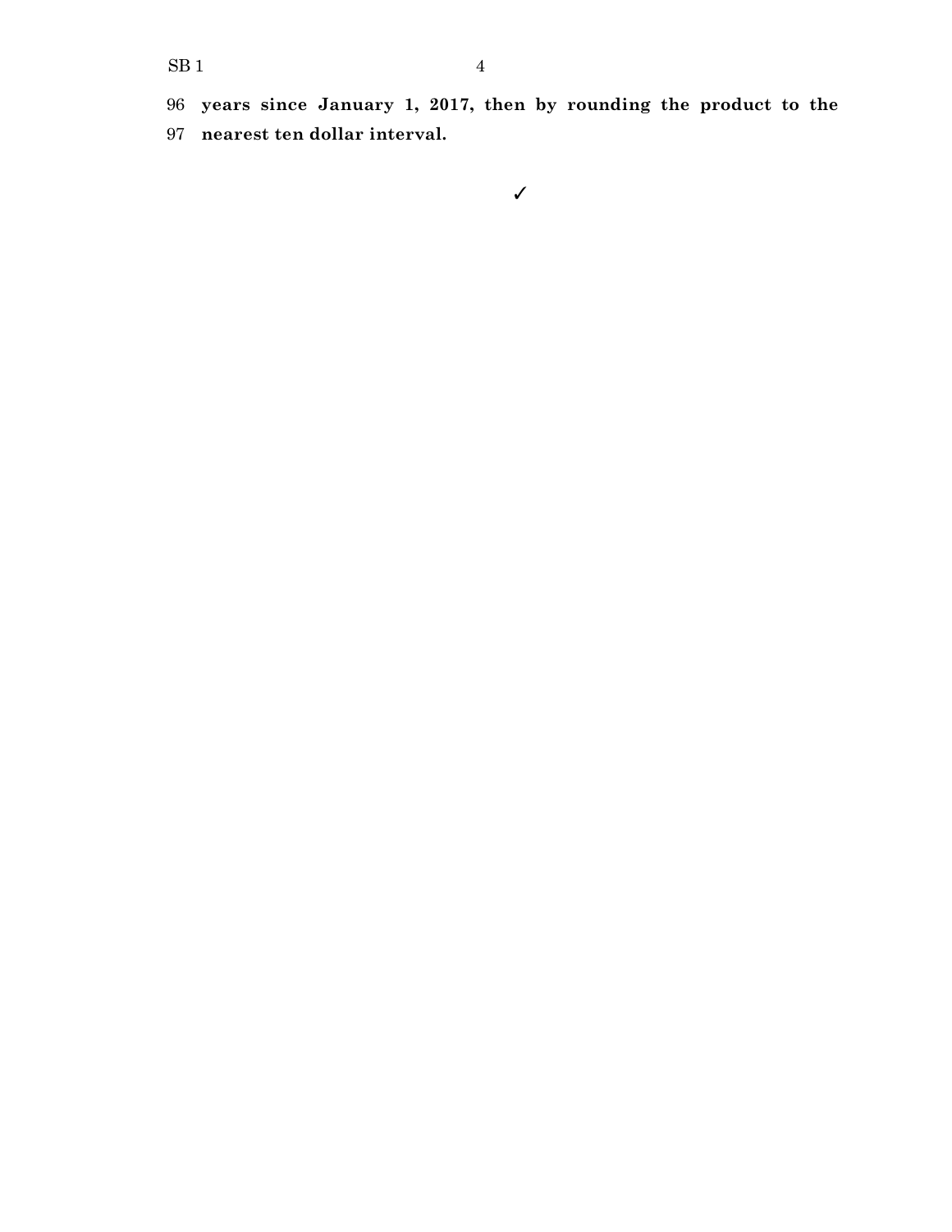96 **years since January 1, 2017, then by rounding the product to the**
97 **nearest ten dollar interval.**

✓